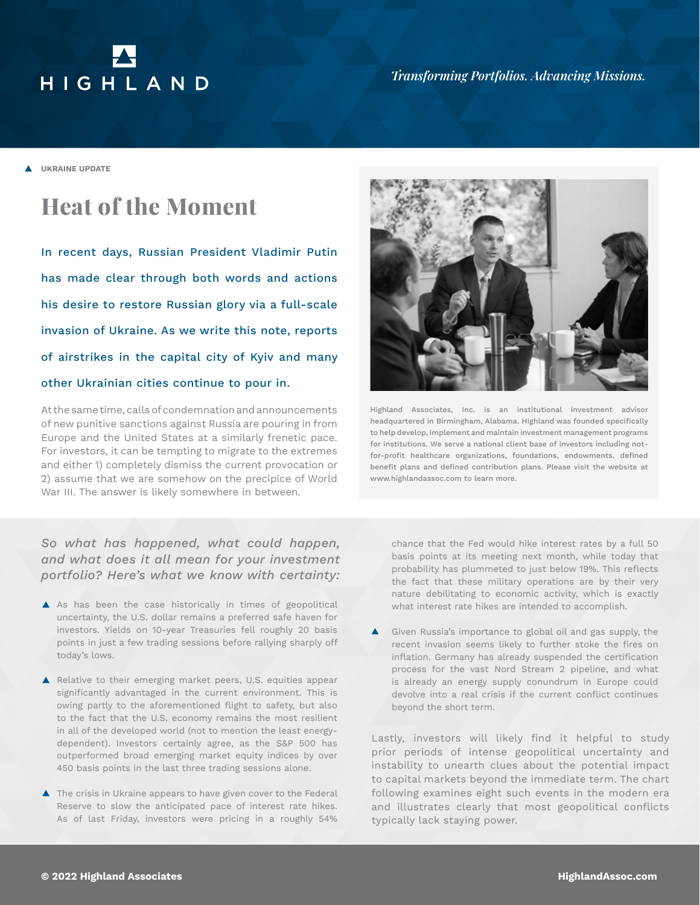HIGHLAND

*Transforming Portfolios. Advancing Missions.*

UKRAINE UPDATE

# Heat of the Moment

In recent days, Russian President Vladimir Putin has made clear through both words and actions his desire to restore Russian glory via a full-scale invasion of Ukraine. As we write this note, reports of airstrikes in the capital city of Kyiv and many other Ukrainian cities continue to pour in.

At the same time, calls of condemnation and announcements of new punitive sanctions against Russia are pouring in from Europe and the United States at a similarly frenetic pace. For investors, it can be tempting to migrate to the extremes and either 1) completely dismiss the current provocation or 2) assume that we are somehow on the precipice of World War III. The answer is likely somewhere in between.

Highland Associates, Inc. is an institutional investment advisor headquartered in Birmingham, Alabama. Highland was founded specifically to help develop, implement and maintain investment management programs for institutions. We serve a national client base of investors including not-for-profit healthcare organizations, foundations, endowments, defined benefit plans and defined contribution plans. Please visit the website at www.highlandassoc.com to learn more.

*So what has happened, what could happen, and what does it all mean for your investment portfolio? Here's what we know with certainty:*

- As has been the case historically in times of geopolitical uncertainty, the U.S. dollar remains a preferred safe haven for investors. Yields on 10-year Treasuries fell roughly 20 basis points in just a few trading sessions before rallying sharply off today's lows.
- Relative to their emerging market peers, U.S. equities appear significantly advantaged in the current environment. This is owing partly to the aforementioned flight to safety, but also to the fact that the U.S. economy remains the most resilient in all of the developed world (not to mention the least energy-dependent). Investors certainly agree, as the S&P 500 has outperformed broad emerging market equity indices by over 450 basis points in the last three trading sessions alone.
- The crisis in Ukraine appears to have given cover to the Federal Reserve to slow the anticipated pace of interest rate hikes. As of last Friday, investors were pricing in a roughly 54% chance that the Fed would hike interest rates by a full 50 basis points at its meeting next month, while today that probability has plummeted to just below 19%. This reflects the fact that these military operations are by their very nature debilitating to economic activity, which is exactly what interest rate hikes are intended to accomplish.
- Given Russia's importance to global oil and gas supply, the recent invasion seems likely to further stoke the fires on inflation. Germany has already suspended the certification process for the vast Nord Stream 2 pipeline, and what is already an energy supply conundrum in Europe could devolve into a real crisis if the current conflict continues beyond the short term.

Lastly, investors will likely find it helpful to study prior periods of intense geopolitical uncertainty and instability to unearth clues about the potential impact to capital markets beyond the immediate term. The chart following examines eight such events in the modern era and illustrates clearly that most geopolitical conflicts typically lack staying power.

© 2022 Highland Associates | HighlandAssoc.com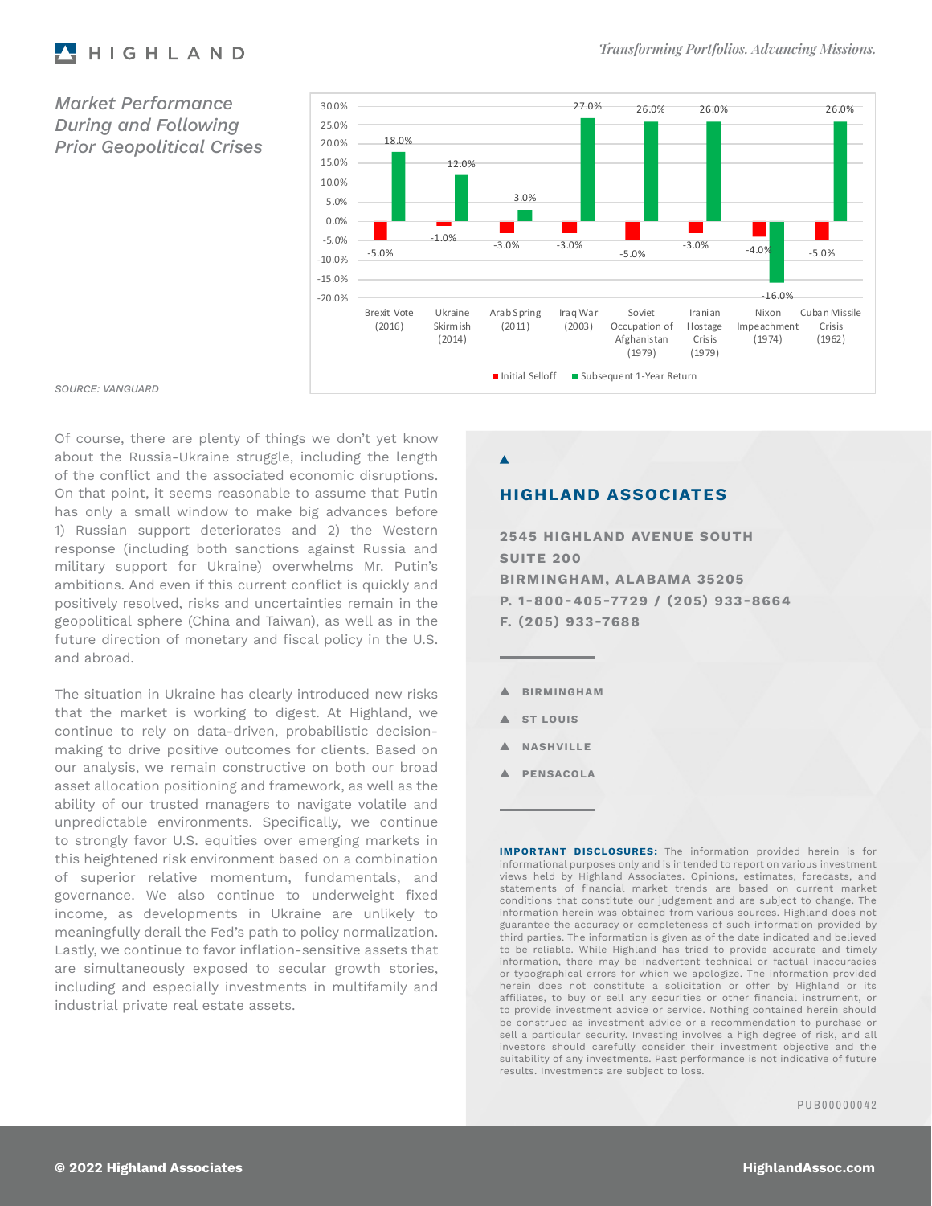*Market Performance During and Following Prior Geopolitical Crises*

30.0%
25.0%
20.0%
15.0%
10.0%
5.0%
0.0%
-5.0%
-10.0%
-15.0%
-20.0%

-5.0% 18.0%
-1.0% 12.0%
-3.0% 3.0%
-3.0% 27.0%
-5.0% 26.0%
-3.0% 26.0%
-4.0% -16.0%
-5.0% 26.0%

Brexit Vote (2016)
Ukraine Skirmish (2014)
Arab Spring (2011)
Iraq War (2003)
Soviet Occupation of Afghanistan (1979)
Iranian Hostage Crisis (1979)
Nixon Impeachment (1974)
Cuban Missile Crisis (1962)

Initial Selloff
Subsequent 1-Year Return

*SOURCE: VANGUARD*

Of course, there are plenty of things we don't yet know about the Russia-Ukraine struggle, including the length of the conflict and the associated economic disruptions. On that point, it seems reasonable to assume that Putin has only a small window to make big advances before 1) Russian support deteriorates and 2) the Western response (including both sanctions against Russia and military support for Ukraine) overwhelms Mr. Putin's ambitions. And even if this current conflict is quickly and positively resolved, risks and uncertainties remain in the geopolitical sphere (China and Taiwan), as well as in the future direction of monetary and fiscal policy in the U.S. and abroad.

The situation in Ukraine has clearly introduced new risks that the market is working to digest. At Highland, we continue to rely on data-driven, probabilistic decision-making to drive positive outcomes for clients. Based on our analysis, we remain constructive on both our broad asset allocation positioning and framework, as well as the ability of our trusted managers to navigate volatile and unpredictable environments. Specifically, we continue to strongly favor U.S. equities over emerging markets in this heightened risk environment based on a combination of superior relative momentum, fundamentals, and governance. We also continue to underweight fixed income, as developments in Ukraine are unlikely to meaningfully derail the Fed's path to policy normalization. Lastly, we continue to favor inflation-sensitive assets that are simultaneously exposed to secular growth stories, including and especially investments in multifamily and industrial private real estate assets.

## HIGHLAND ASSOCIATES

**2545 HIGHLAND AVENUE SOUTH**
**SUITE 200**
**BIRMINGHAM, ALABAMA 35205**
**P. 1-800-405-7729 / (205) 933-8664**
**F. (205) 933-7688**

- **BIRMINGHAM**
- **ST LOUIS**
- **NASHVILLE**
- **PENSACOLA**

**IMPORTANT DISCLOSURES:** The information provided herein is for informational purposes only and is intended to report on various investment views held by Highland Associates. Opinions, estimates, forecasts, and statements of financial market trends are based on current market conditions that constitute our judgement and are subject to change. The information herein was obtained from various sources. Highland does not guarantee the accuracy or completeness of such information provided by third parties. The information is given as of the date indicated and believed to be reliable. While Highland has tried to provide accurate and timely information, there may be inadvertent technical or factual inaccuracies or typographical errors for which we apologize. The information provided herein does not constitute a solicitation or offer by Highland or its affiliates, to buy or sell any securities or other financial instrument, or to provide investment advice or service. Nothing contained herein should be construed as investment advice or a recommendation to purchase or sell a particular security. Investing involves a high degree of risk, and all investors should carefully consider their investment objective and the suitability of any investments. Past performance is not indicative of future results. Investments are subject to loss.

PUB00000042

**© 2022 Highland Associates** **HighlandAssoc.com**